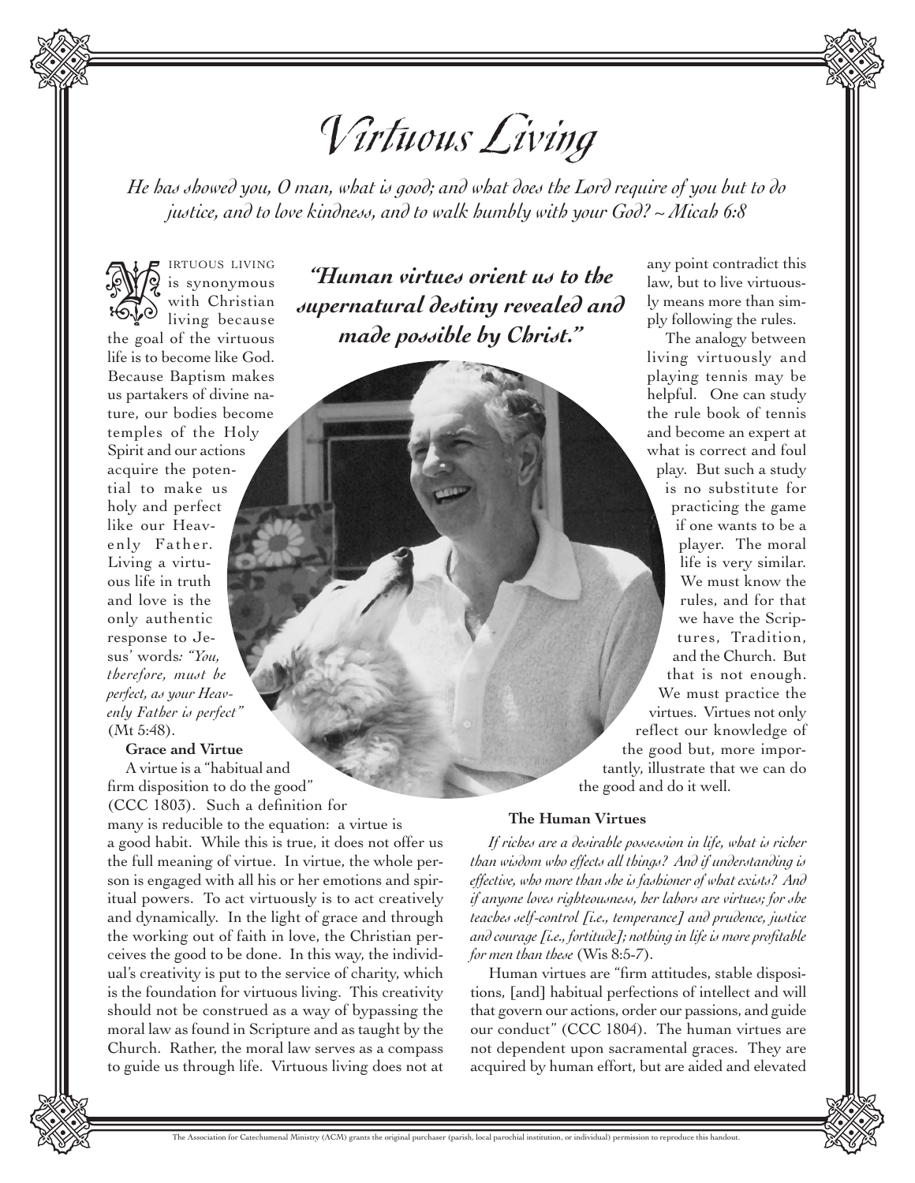# Virtuous Living

*He has showed you, O man, what is good; and what does the Lord require of you but to do justice, and to love kindness, and to walk humbly with your God? ~ Micah 6:8*

Virtuous living is synonymous with Christian living because the goal of the virtuous life is to become like God. Because Baptism makes us partakers of divine nature, our bodies become temples of the Holy Spirit and our actions acquire the potential to make us holy and perfect like our Heavenly Father. Living a virtuous life in truth and love is the only authentic response to Jesus' words: *"You, therefore, must be perfect, as your Heavenly Father is perfect"* (Mt 5:48).

***"Human virtues orient us to the supernatural destiny revealed and made possible by Christ."***

**Grace and Virtue**

A virtue is a "habitual and firm disposition to do the good" (CCC 1803). Such a definition for many is reducible to the equation: a virtue is a good habit. While this is true, it does not offer us the full meaning of virtue. In virtue, the whole person is engaged with all his or her emotions and spiritual powers. To act virtuously is to act creatively and dynamically. In the light of grace and through the working out of faith in love, the Christian perceives the good to be done. In this way, the individual's creativity is put to the service of charity, which is the foundation for virtuous living. This creativity should not be construed as a way of bypassing the moral law as found in Scripture and as taught by the Church. Rather, the moral law serves as a compass to guide us through life. Virtuous living does not at any point contradict this law, but to live virtuously means more than simply following the rules.

The analogy between living virtuously and playing tennis may be helpful. One can study the rule book of tennis and become an expert at what is correct and foul play. But such a study is no substitute for practicing the game if one wants to be a player. The moral life is very similar. We must know the rules, and for that we have the Scriptures, Tradition, and the Church. But that is not enough. We must practice the virtues. Virtues not only reflect our knowledge of the good but, more importantly, illustrate that we can do the good and do it well.

**The Human Virtues**

*If riches are a desirable possession in life, what is richer than wisdom who effects all things? And if understanding is effective, who more than she is fashioner of what exists? And if anyone loves righteousness, her labors are virtues; for she teaches self-control [i.e., temperance] and prudence, justice and courage [i.e., fortitude]; nothing in life is more profitable for men than these* (Wis 8:5-7).

Human virtues are "firm attitudes, stable dispositions, [and] habitual perfections of intellect and will that govern our actions, order our passions, and guide our conduct" (CCC 1804). The human virtues are not dependent upon sacramental graces. They are acquired by human effort, but are aided and elevated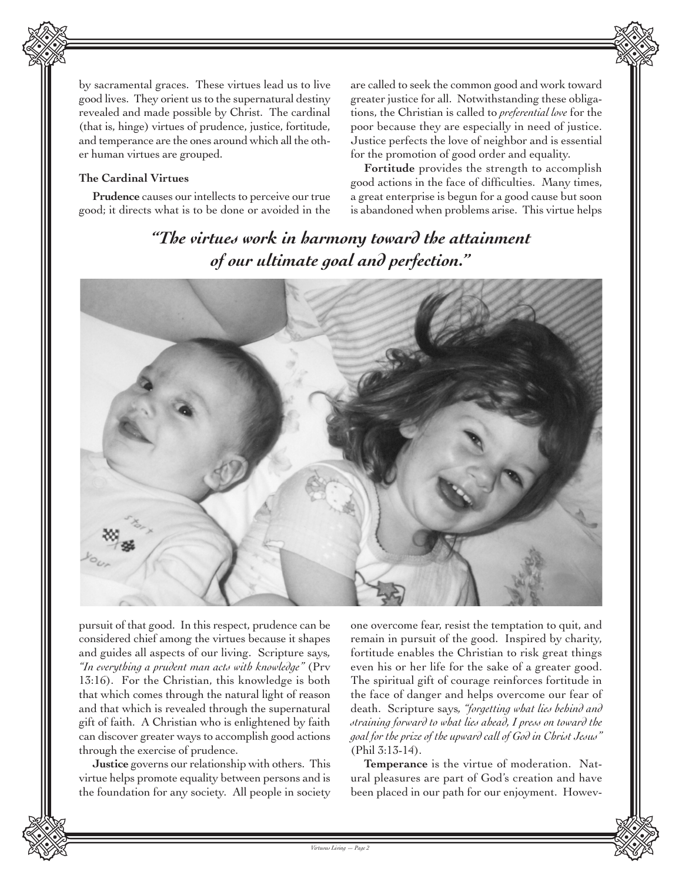by sacramental graces. These virtues lead us to live good lives. They orient us to the supernatural destiny revealed and made possible by Christ. The cardinal (that is, hinge) virtues of prudence, justice, fortitude, and temperance are the ones around which all the other human virtues are grouped.

**The Cardinal Virtues**

**Prudence** causes our intellects to perceive our true good; it directs what is to be done or avoided in the pursuit of that good. In this respect, prudence can be considered chief among the virtues because it shapes and guides all aspects of our living. Scripture says, *"In everything a prudent man acts with knowledge"* (Prv 13:16). For the Christian, this knowledge is both that which comes through the natural light of reason and that which is revealed through the supernatural gift of faith. A Christian who is enlightened by faith can discover greater ways to accomplish good actions through the exercise of prudence.

**Justice** governs our relationship with others. This virtue helps promote equality between persons and is the foundation for any society. All people in society are called to seek the common good and work toward greater justice for all. Notwithstanding these obligations, the Christian is called to *preferential love* for the poor because they are especially in need of justice. Justice perfects the love of neighbor and is essential for the promotion of good order and equality.

**Fortitude** provides the strength to accomplish good actions in the face of difficulties. Many times, a great enterprise is begun for a good cause but soon is abandoned when problems arise. This virtue helps one overcome fear, resist the temptation to quit, and remain in pursuit of the good. Inspired by charity, fortitude enables the Christian to risk great things even his or her life for the sake of a greater good. The spiritual gift of courage reinforces fortitude in the face of danger and helps overcome our fear of death. Scripture says, *"forgetting what lies behind and straining forward to what lies ahead, I press on toward the goal for the prize of the upward call of God in Christ Jesus"* (Phil 3:13-14).

***"The virtues work in harmony toward the attainment of our ultimate goal and perfection."***

**Temperance** is the virtue of moderation. Natural pleasures are part of God's creation and have been placed in our path for our enjoyment. Howev-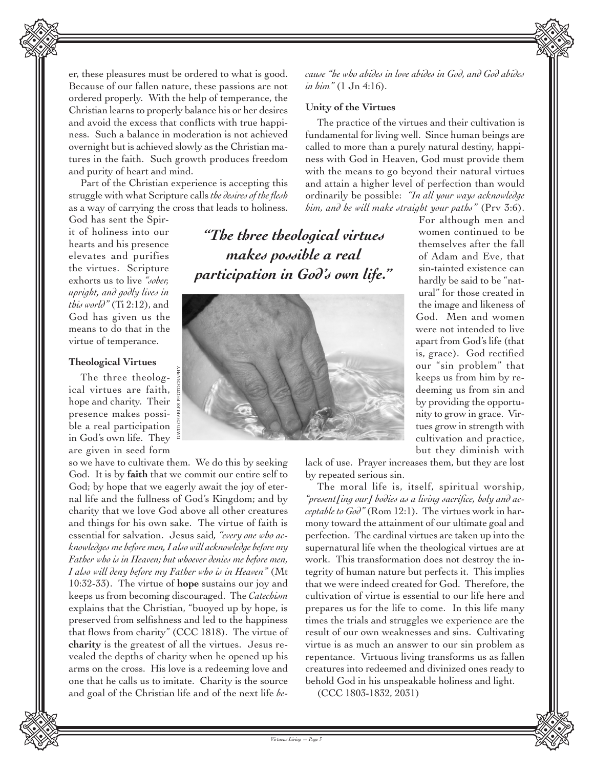er, these pleasures must be ordered to what is good. Because of our fallen nature, these passions are not ordered properly. With the help of temperance, the Christian learns to properly balance his or her desires and avoid the excess that conflicts with true happiness. Such a balance in moderation is not achieved overnight but is achieved slowly as the Christian matures in the faith. Such growth produces freedom and purity of heart and mind.

Part of the Christian experience is accepting this struggle with what Scripture calls *the desires of the flesh* as a way of carrying the cross that leads to holiness. God has sent the Spirit of holiness into our hearts and his presence elevates and purifies the virtues. Scripture exhorts us to live *"sober, upright, and godly lives in this world"* (Ti 2:12), and God has given us the means to do that in the virtue of temperance.

**Theological Virtues**

The three theological virtues are faith, hope and charity. Their presence makes possible a real participation in God's own life. They are given in seed form so we have to cultivate them. We do this by seeking God. It is by **faith** that we commit our entire self to God; by hope that we eagerly await the joy of eternal life and the fullness of God's Kingdom; and by charity that we love God above all other creatures and things for his own sake. The virtue of faith is essential for salvation. Jesus said, *"every one who acknowledges me before men, I also will acknowledge before my Father who is in Heaven; but whoever denies me before men, I also will deny before my Father who is in Heaven"* (Mt 10:32-33). The virtue of **hope** sustains our joy and keeps us from becoming discouraged. The *Catechism* explains that the Christian, "buoyed up by hope, is preserved from selfishness and led to the happiness that flows from charity" (CCC 1818). The virtue of **charity** is the greatest of all the virtues. Jesus revealed the depths of charity when he opened up his arms on the cross. His love is a redeeming love and one that he calls us to imitate. Charity is the source and goal of the Christian life and of the next life because *"he who abides in love abides in God, and God abides in him"* (1 Jn 4:16).

> ***"The three theological virtues makes possible a real participation in God's own life."***

DAVID CHARLES PHOTOGRAPHY

**Unity of the Virtues**

The practice of the virtues and their cultivation is fundamental for living well. Since human beings are called to more than a purely natural destiny, happiness with God in Heaven, God must provide them with the means to go beyond their natural virtues and attain a higher level of perfection than would ordinarily be possible: *"In all your ways acknowledge him, and he will make straight your paths"* (Prv 3:6). For although men and women continued to be themselves after the fall of Adam and Eve, that sin-tainted existence can hardly be said to be "natural" for those created in the image and likeness of God. Men and women were not intended to live apart from God's life (that is, grace). God rectified our "sin problem" that keeps us from him by redeeming us from sin and by providing the opportunity to grow in grace. Virtues grow in strength with cultivation and practice, but they diminish with lack of use. Prayer increases them, but they are lost by repeated serious sin.

The moral life is, itself, spiritual worship, *"present[ing our] bodies as a living sacrifice, holy and acceptable to God"* (Rom 12:1). The virtues work in harmony toward the attainment of our ultimate goal and perfection. The cardinal virtues are taken up into the supernatural life when the theological virtues are at work. This transformation does not destroy the integrity of human nature but perfects it. This implies that we were indeed created for God. Therefore, the cultivation of virtue is essential to our life here and prepares us for the life to come. In this life many times the trials and struggles we experience are the result of our own weaknesses and sins. Cultivating virtue is as much an answer to our sin problem as repentance. Virtuous living transforms us as fallen creatures into redeemed and divinized ones ready to behold God in his unspeakable holiness and light.

(CCC 1803-1832, 2031)